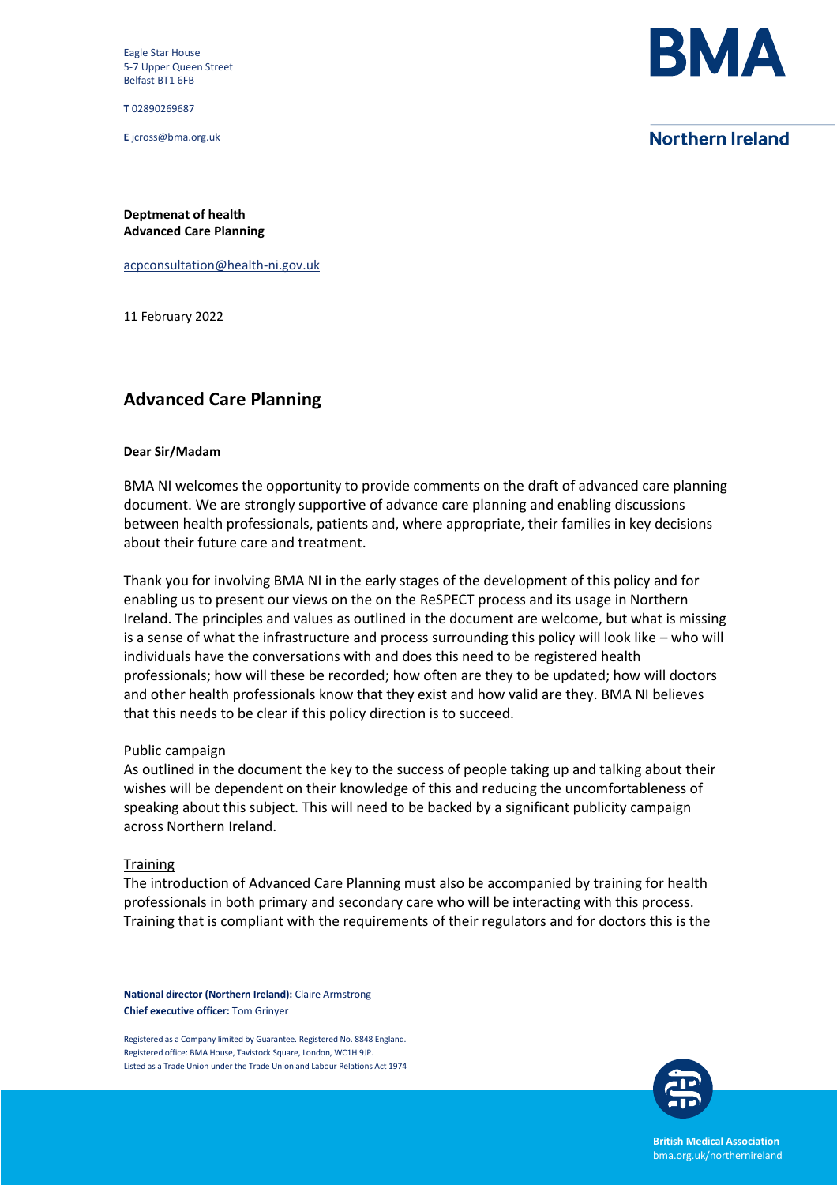Eagle Star House
5-7 Upper Queen Street
Belfast BT1 6FB

**T** 02890269687

**E** jcross@bma.org.uk

**BMA**

**Northern Ireland**

**Deptmenat of health**
**Advanced Care Planning**

acpconsultation@health-ni.gov.uk

11 February 2022

## Advanced Care Planning

**Dear Sir/Madam**

BMA NI welcomes the opportunity to provide comments on the draft of advanced care planning document. We are strongly supportive of advance care planning and enabling discussions between health professionals, patients and, where appropriate, their families in key decisions about their future care and treatment.

Thank you for involving BMA NI in the early stages of the development of this policy and for enabling us to present our views on the on the ReSPECT process and its usage in Northern Ireland. The principles and values as outlined in the document are welcome, but what is missing is a sense of what the infrastructure and process surrounding this policy will look like – who will individuals have the conversations with and does this need to be registered health professionals; how will these be recorded; how often are they to be updated; how will doctors and other health professionals know that they exist and how valid are they. BMA NI believes that this needs to be clear if this policy direction is to succeed.

<u>Public campaign</u>
As outlined in the document the key to the success of people taking up and talking about their wishes will be dependent on their knowledge of this and reducing the uncomfortableness of speaking about this subject. This will need to be backed by a significant publicity campaign across Northern Ireland.

<u>Training</u>
The introduction of Advanced Care Planning must also be accompanied by training for health professionals in both primary and secondary care who will be interacting with this process. Training that is compliant with the requirements of their regulators and for doctors this is the

**National director (Northern Ireland):** Claire Armstrong
**Chief executive officer:** Tom Grinyer

Registered as a Company limited by Guarantee. Registered No. 8848 England.
Registered office: BMA House, Tavistock Square, London, WC1H 9JP.
Listed as a Trade Union under the Trade Union and Labour Relations Act 1974

**British Medical Association**
bma.org.uk/northernireland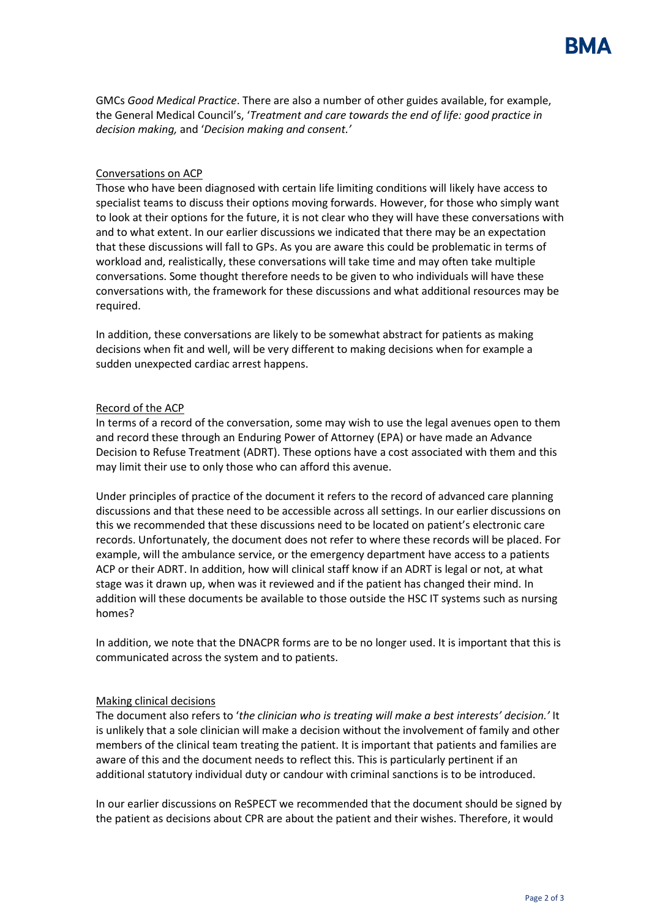GMCs *Good Medical Practice*. There are also a number of other guides available, for example, the General Medical Council's, '*Treatment and care towards the end of life: good practice in decision making,* and '*Decision making and consent.'*

<u>Conversations on ACP</u>

Those who have been diagnosed with certain life limiting conditions will likely have access to specialist teams to discuss their options moving forwards. However, for those who simply want to look at their options for the future, it is not clear who they will have these conversations with and to what extent. In our earlier discussions we indicated that there may be an expectation that these discussions will fall to GPs. As you are aware this could be problematic in terms of workload and, realistically, these conversations will take time and may often take multiple conversations. Some thought therefore needs to be given to who individuals will have these conversations with, the framework for these discussions and what additional resources may be required.

In addition, these conversations are likely to be somewhat abstract for patients as making decisions when fit and well, will be very different to making decisions when for example a sudden unexpected cardiac arrest happens.

<u>Record of the ACP</u>

In terms of a record of the conversation, some may wish to use the legal avenues open to them and record these through an Enduring Power of Attorney (EPA) or have made an Advance Decision to Refuse Treatment (ADRT). These options have a cost associated with them and this may limit their use to only those who can afford this avenue.

Under principles of practice of the document it refers to the record of advanced care planning discussions and that these need to be accessible across all settings. In our earlier discussions on this we recommended that these discussions need to be located on patient's electronic care records. Unfortunately, the document does not refer to where these records will be placed. For example, will the ambulance service, or the emergency department have access to a patients ACP or their ADRT. In addition, how will clinical staff know if an ADRT is legal or not, at what stage was it drawn up, when was it reviewed and if the patient has changed their mind. In addition will these documents be available to those outside the HSC IT systems such as nursing homes?

In addition, we note that the DNACPR forms are to be no longer used. It is important that this is communicated across the system and to patients.

<u>Making clinical decisions</u>

The document also refers to '*the clinician who is treating will make a best interests' decision.'* It is unlikely that a sole clinician will make a decision without the involvement of family and other members of the clinical team treating the patient. It is important that patients and families are aware of this and the document needs to reflect this. This is particularly pertinent if an additional statutory individual duty or candour with criminal sanctions is to be introduced.

In our earlier discussions on ReSPECT we recommended that the document should be signed by the patient as decisions about CPR are about the patient and their wishes. Therefore, it would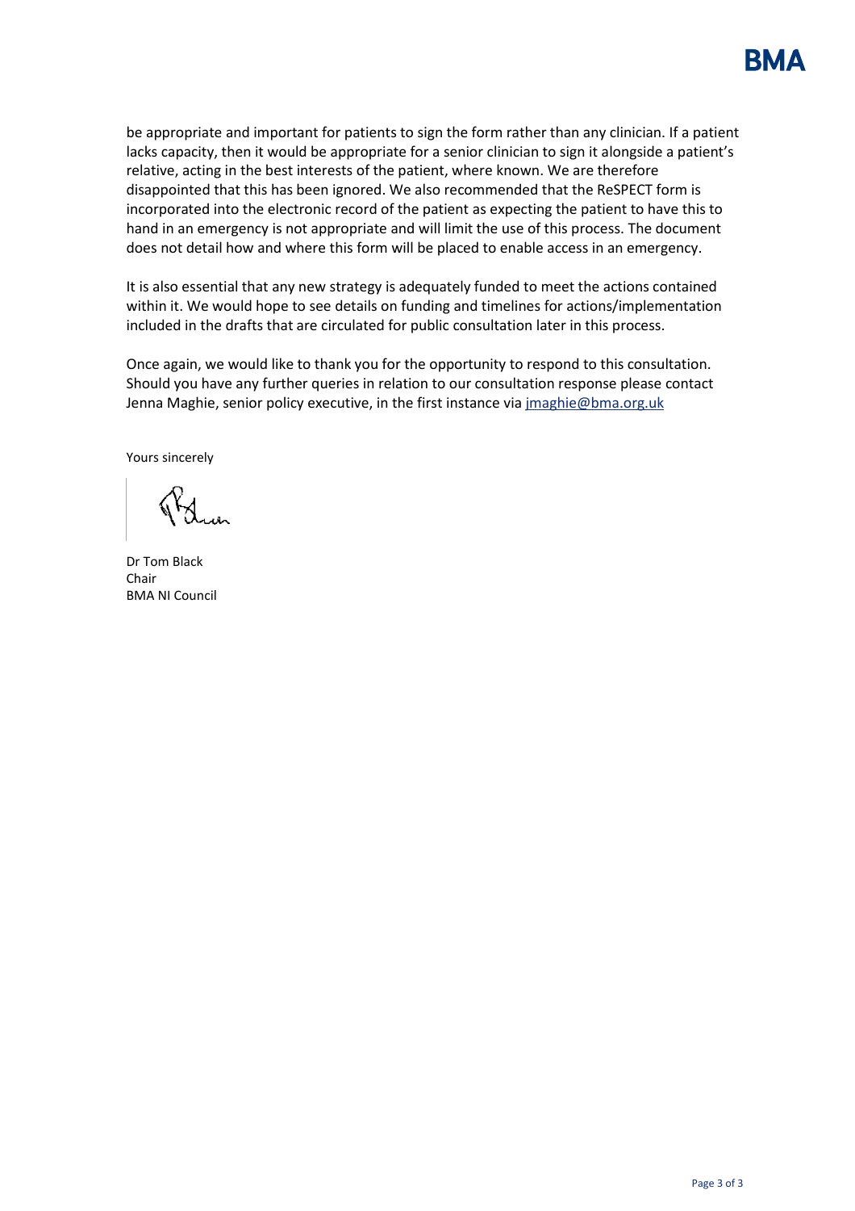be appropriate and important for patients to sign the form rather than any clinician. If a patient lacks capacity, then it would be appropriate for a senior clinician to sign it alongside a patient's relative, acting in the best interests of the patient, where known. We are therefore disappointed that this has been ignored. We also recommended that the ReSPECT form is incorporated into the electronic record of the patient as expecting the patient to have this to hand in an emergency is not appropriate and will limit the use of this process. The document does not detail how and where this form will be placed to enable access in an emergency.

It is also essential that any new strategy is adequately funded to meet the actions contained within it. We would hope to see details on funding and timelines for actions/implementation included in the drafts that are circulated for public consultation later in this process.

Once again, we would like to thank you for the opportunity to respond to this consultation. Should you have any further queries in relation to our consultation response please contact Jenna Maghie, senior policy executive, in the first instance via jmaghie@bma.org.uk

Yours sincerely

Dr Tom Black  
Chair  
BMA NI Council